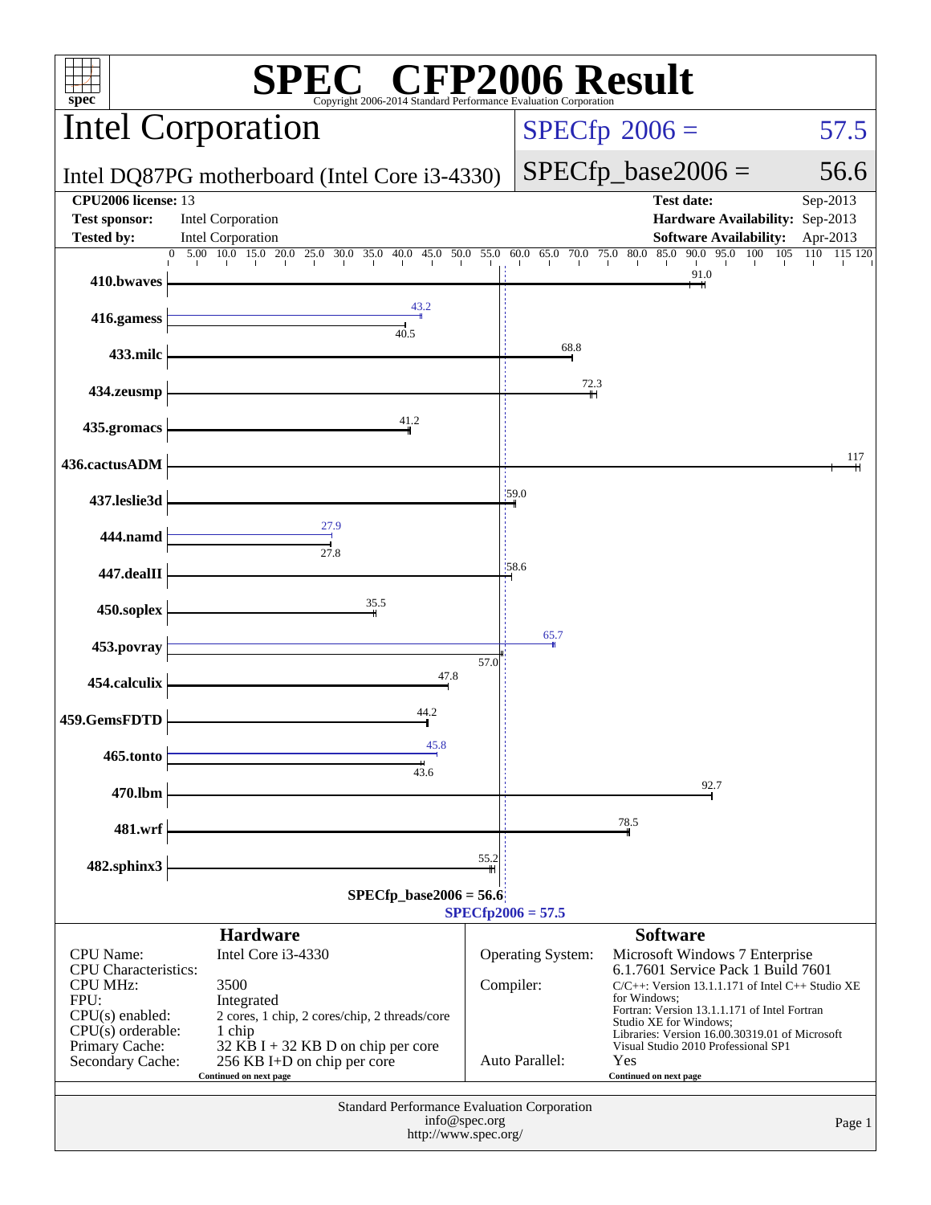# SPEC CFP2006 Result

Copyright 2006-2014 Standard Performance Evaluation Corporation

## Intel Corporation

**Intel DQ87PG motherboard (Intel Core i3-4330)**

SPECfp 2006 = 57.5

SPECfp_base2006 = 56.6

| | | | |
|---|---|---|---|
| **CPU2006 license:** | 13 | **Test date:** | Sep-2013 |
| **Test sponsor:** | Intel Corporation | **Hardware Availability:** | Sep-2013 |
| **Tested by:** | Intel Corporation | **Software Availability:** | Apr-2013 |

| Benchmark | Base | Peak |
|---|---|---|
| 410.bwaves | 91.0 | |
| 416.gamess | 40.5 | 43.2 |
| 433.milc | 68.8 | |
| 434.zeusmp | 72.3 | |
| 435.gromacs | 41.2 | |
| 436.cactusADM | 117 | |
| 437.leslie3d | 59.0 | |
| 444.namd | 27.8 | 27.9 |
| 447.dealII | 58.6 | |
| 450.soplex | 35.5 | |
| 453.povray | 57.0 | 65.7 |
| 454.calculix | 47.8 | |
| 459.GemsFDTD | 44.2 | |
| 465.tonto | 43.6 | 45.8 |
| 470.lbm | 92.7 | |
| 481.wrf | 78.5 | |
| 482.sphinx3 | 55.2 | |

SPECfp_base2006 = 56.6

SPECfp2006 = 57.5

### Hardware

| | |
|---|---|
| CPU Name: | Intel Core i3-4330 |
| CPU Characteristics: | |
| CPU MHz: | 3500 |
| FPU: | Integrated |
| CPU(s) enabled: | 2 cores, 1 chip, 2 cores/chip, 2 threads/core |
| CPU(s) orderable: | 1 chip |
| Primary Cache: | 32 KB I + 32 KB D on chip per core |
| Secondary Cache: | 256 KB I+D on chip per core |

Continued on next page

### Software

| | |
|---|---|
| Operating System: | Microsoft Windows 7 Enterprise 6.1.7601 Service Pack 1 Build 7601 |
| Compiler: | C/C++: Version 13.1.1.171 of Intel C++ Studio XE for Windows; Fortran: Version 13.1.1.171 of Intel Fortran Studio XE for Windows; Libraries: Version 16.00.30319.01 of Microsoft Visual Studio 2010 Professional SP1 |
| Auto Parallel: | Yes |

Continued on next page

Standard Performance Evaluation Corporation
info@spec.org
http://www.spec.org/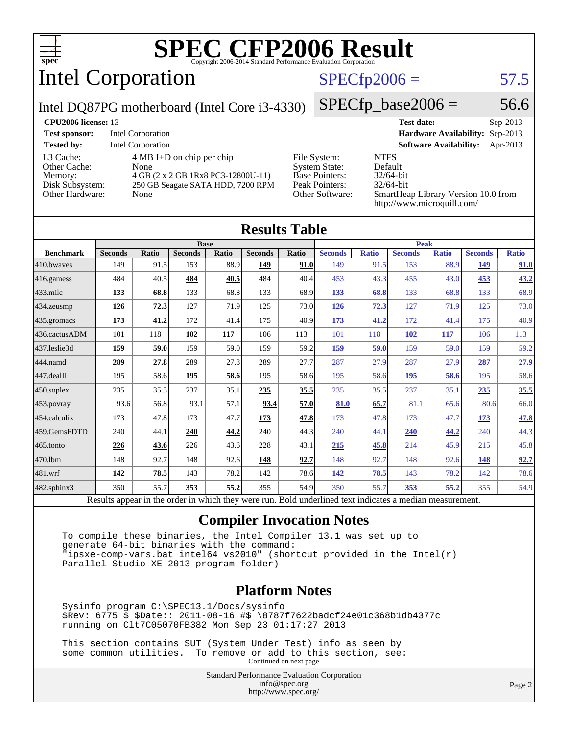# SPEC CFP2006 Result

Copyright 2006-2014 Standard Performance Evaluation Corporation

## Intel Corporation

Intel DQ87PG motherboard (Intel Core i3-4330)

SPECfp2006 = 57.5

SPECfp_base2006 = 56.6

| | | | |
|---|---|---|---|
| **CPU2006 license:** 13 | | **Test date:** | Sep-2013 |
| **Test sponsor:** | Intel Corporation | **Hardware Availability:** | Sep-2013 |
| **Tested by:** | Intel Corporation | **Software Availability:** | Apr-2013 |

| | | | |
|---|---|---|---|
| L3 Cache: | 4 MB I+D on chip per chip | File System: | NTFS |
| Other Cache: | None | System State: | Default |
| Memory: | 4 GB (2 x 2 GB 1Rx8 PC3-12800U-11) | Base Pointers: | 32/64-bit |
| Disk Subsystem: | 250 GB Seagate SATA HDD, 7200 RPM | Peak Pointers: | 32/64-bit |
| Other Hardware: | None | Other Software: | SmartHeap Library Version 10.0 from http://www.microquill.com/ |

## Results Table

| Benchmark | Base | | | | | | Peak | | | | | |
|---|---|---|---|---|---|---|---|---|---|---|---|---|
| | Seconds | Ratio | Seconds | Ratio | Seconds | Ratio | Seconds | Ratio | Seconds | Ratio | Seconds | Ratio |
| 410.bwaves | 149 | 91.5 | 153 | 88.9 | **149** | **91.0** | 149 | 91.5 | 153 | 88.9 | **149** | **91.0** |
| 416.gamess | 484 | 40.5 | **484** | **40.5** | 484 | 40.4 | 453 | 43.3 | 455 | 43.0 | **453** | **43.2** |
| 433.milc | **133** | **68.8** | 133 | 68.8 | 133 | 68.9 | **133** | **68.8** | 133 | 68.8 | 133 | 68.9 |
| 434.zeusmp | **126** | **72.3** | 127 | 71.9 | 125 | 73.0 | **126** | **72.3** | 127 | 71.9 | 125 | 73.0 |
| 435.gromacs | **173** | **41.2** | 172 | 41.4 | 175 | 40.9 | **173** | **41.2** | 172 | 41.4 | 175 | 40.9 |
| 436.cactusADM | 101 | 118 | **102** | **117** | 106 | 113 | 101 | 118 | **102** | **117** | 106 | 113 |
| 437.leslie3d | **159** | **59.0** | 159 | 59.0 | 159 | 59.2 | **159** | **59.0** | 159 | 59.0 | 159 | 59.2 |
| 444.namd | **289** | **27.8** | 289 | 27.8 | 289 | 27.7 | 287 | 27.9 | 287 | 27.9 | **287** | **27.9** |
| 447.dealII | 195 | 58.6 | **195** | **58.6** | 195 | 58.6 | 195 | 58.6 | **195** | **58.6** | 195 | 58.6 |
| 450.soplex | 235 | 35.5 | 237 | 35.1 | **235** | **35.5** | 235 | 35.5 | 237 | 35.1 | **235** | **35.5** |
| 453.povray | 93.6 | 56.8 | 93.1 | 57.1 | **93.4** | **57.0** | **81.0** | **65.7** | 81.1 | 65.6 | 80.6 | 66.0 |
| 454.calculix | 173 | 47.8 | 173 | 47.7 | **173** | **47.8** | 173 | 47.8 | 173 | 47.7 | **173** | **47.8** |
| 459.GemsFDTD | 240 | 44.1 | **240** | **44.2** | 240 | 44.3 | 240 | 44.1 | **240** | **44.2** | 240 | 44.3 |
| 465.tonto | **226** | **43.6** | 226 | 43.6 | 228 | 43.1 | **215** | **45.8** | 214 | 45.9 | 215 | 45.8 |
| 470.lbm | 148 | 92.7 | 148 | 92.6 | **148** | **92.7** | 148 | 92.7 | 148 | 92.6 | **148** | **92.7** |
| 481.wrf | **142** | **78.5** | 143 | 78.2 | 142 | 78.6 | **142** | **78.5** | 143 | 78.2 | 142 | 78.6 |
| 482.sphinx3 | 350 | 55.7 | **353** | **55.2** | 355 | 54.9 | 350 | 55.7 | **353** | **55.2** | 355 | 54.9 |

Results appear in the order in which they were run. Bold underlined text indicates a median measurement.

## Compiler Invocation Notes

```
To compile these binaries, the Intel Compiler 13.1 was set up to
generate 64-bit binaries with the command:
"ipsxe-comp-vars.bat intel64 vs2010" (shortcut provided in the Intel(r)
Parallel Studio XE 2013 program folder)
```

## Platform Notes

```
Sysinfo program C:\SPEC13.1/Docs/sysinfo
$Rev: 6775 $ $Date:: 2011-08-16 #$ \8787f7622badcf24e01c368b1db4377c
running on Clt7C05070FB382 Mon Sep 23 01:17:27 2013

This section contains SUT (System Under Test) info as seen by
some common utilities.  To remove or add to this section, see:
```

Continued on next page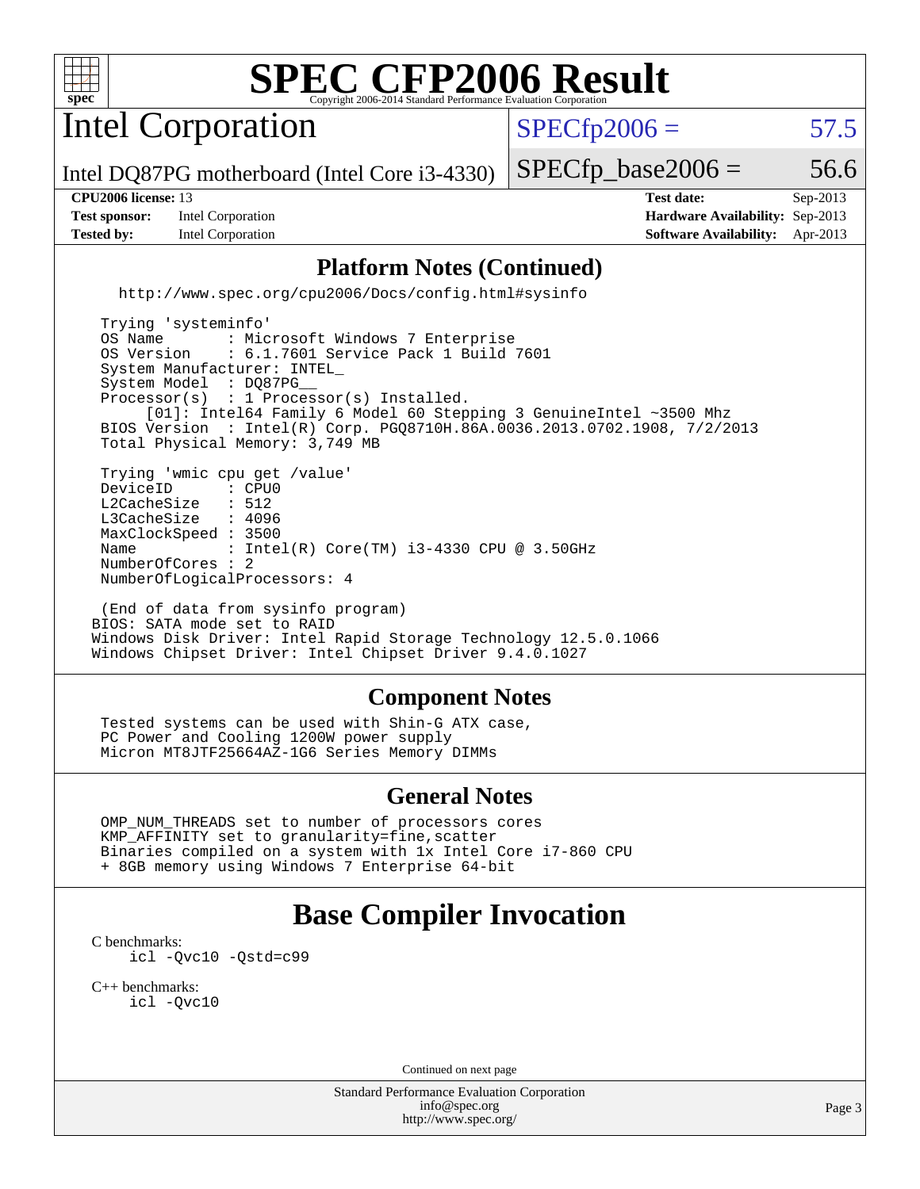# SPEC CFP2006 Result

Copyright 2006-2014 Standard Performance Evaluation Corporation

## Intel Corporation

Intel DQ87PG motherboard (Intel Core i3-4330)

SPECfp2006 = 57.5

SPECfp_base2006 = 56.6

**CPU2006 license:** 13
**Test sponsor:** Intel Corporation
**Tested by:** Intel Corporation

**Test date:** Sep-2013
**Hardware Availability:** Sep-2013
**Software Availability:** Apr-2013

### Platform Notes (Continued)

```
   http://www.spec.org/cpu2006/Docs/config.html#sysinfo

 Trying 'systeminfo'
 OS Name       : Microsoft Windows 7 Enterprise
 OS Version    : 6.1.7601 Service Pack 1 Build 7601
 System Manufacturer: INTEL_
 System Model  : DQ87PG__
 Processor(s)  : 1 Processor(s) Installed.
      [01]: Intel64 Family 6 Model 60 Stepping 3 GenuineIntel ~3500 Mhz
 BIOS Version  : Intel(R) Corp. PGQ8710H.86A.0036.2013.0702.1908, 7/2/2013
 Total Physical Memory: 3,749 MB

 Trying 'wmic cpu get /value'
 DeviceID       : CPU0
 L2CacheSize    : 512
 L3CacheSize    : 4096
 MaxClockSpeed : 3500
 Name           : Intel(R) Core(TM) i3-4330 CPU @ 3.50GHz
 NumberOfCores : 2
 NumberOfLogicalProcessors: 4

 (End of data from sysinfo program)
BIOS: SATA mode set to RAID
Windows Disk Driver: Intel Rapid Storage Technology 12.5.0.1066
Windows Chipset Driver: Intel Chipset Driver 9.4.0.1027
```

### Component Notes

```
 Tested systems can be used with Shin-G ATX case,
 PC Power and Cooling 1200W power supply
 Micron MT8JTF25664AZ-1G6 Series Memory DIMMs
```

### General Notes

```
 OMP_NUM_THREADS set to number of processors cores
 KMP_AFFINITY set to granularity=fine,scatter
 Binaries compiled on a system with 1x Intel Core i7-860 CPU
 + 8GB memory using Windows 7 Enterprise 64-bit
```

## Base Compiler Invocation

C benchmarks:
```
icl -Qvc10 -Qstd=c99
```

C++ benchmarks:
```
icl -Qvc10
```

Continued on next page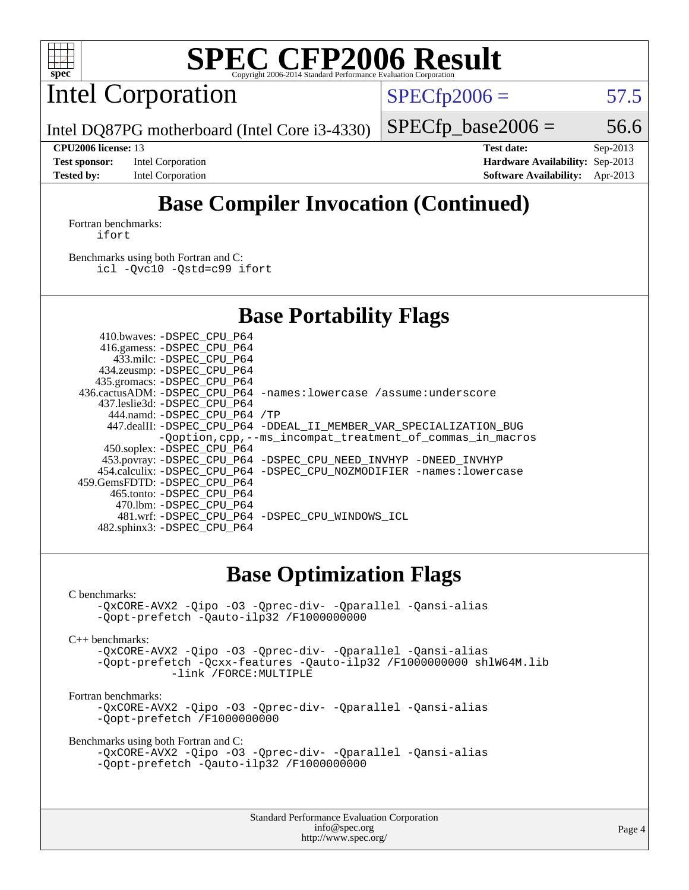# SPEC CFP2006 Result

Copyright 2006-2014 Standard Performance Evaluation Corporation

## Intel Corporation

Intel DQ87PG motherboard (Intel Core i3-4330)

SPECfp2006 = 57.5

SPECfp_base2006 = 56.6

| | | | |
|---|---|---|---|
| **CPU2006 license:** 13 | | **Test date:** | Sep-2013 |
| **Test sponsor:** | Intel Corporation | **Hardware Availability:** | Sep-2013 |
| **Tested by:** | Intel Corporation | **Software Availability:** | Apr-2013 |

## Base Compiler Invocation (Continued)

Fortran benchmarks:

```
ifort
```

Benchmarks using both Fortran and C:

```
icl -Qvc10 -Qstd=c99 ifort
```

## Base Portability Flags

| Benchmark | Flags |
|---|---|
| 410.bwaves: | -DSPEC_CPU_P64 |
| 416.gamess: | -DSPEC_CPU_P64 |
| 433.milc: | -DSPEC_CPU_P64 |
| 434.zeusmp: | -DSPEC_CPU_P64 |
| 435.gromacs: | -DSPEC_CPU_P64 |
| 436.cactusADM: | -DSPEC_CPU_P64 -names:lowercase /assume:underscore |
| 437.leslie3d: | -DSPEC_CPU_P64 |
| 444.namd: | -DSPEC_CPU_P64 /TP |
| 447.dealII: | -DSPEC_CPU_P64 -DDEAL_II_MEMBER_VAR_SPECIALIZATION_BUG -Qoption,cpp,--ms_incompat_treatment_of_commas_in_macros |
| 450.soplex: | -DSPEC_CPU_P64 |
| 453.povray: | -DSPEC_CPU_P64 -DSPEC_CPU_NEED_INVHYP -DNEED_INVHYP |
| 454.calculix: | -DSPEC_CPU_P64 -DSPEC_CPU_NOZMODIFIER -names:lowercase |
| 459.GemsFDTD: | -DSPEC_CPU_P64 |
| 465.tonto: | -DSPEC_CPU_P64 |
| 470.lbm: | -DSPEC_CPU_P64 |
| 481.wrf: | -DSPEC_CPU_P64 -DSPEC_CPU_WINDOWS_ICL |
| 482.sphinx3: | -DSPEC_CPU_P64 |

## Base Optimization Flags

C benchmarks:

```
-QxCORE-AVX2 -Qipo -O3 -Qprec-div- -Qparallel -Qansi-alias
-Qopt-prefetch -Qauto-ilp32 /F1000000000
```

C++ benchmarks:

```
-QxCORE-AVX2 -Qipo -O3 -Qprec-div- -Qparallel -Qansi-alias
-Qopt-prefetch -Qcxx-features -Qauto-ilp32 /F1000000000 shlW64M.lib
         -link /FORCE:MULTIPLE
```

Fortran benchmarks:

```
-QxCORE-AVX2 -Qipo -O3 -Qprec-div- -Qparallel -Qansi-alias
-Qopt-prefetch /F1000000000
```

Benchmarks using both Fortran and C:

```
-QxCORE-AVX2 -Qipo -O3 -Qprec-div- -Qparallel -Qansi-alias
-Qopt-prefetch -Qauto-ilp32 /F1000000000
```

Standard Performance Evaluation Corporation
info@spec.org
http://www.spec.org/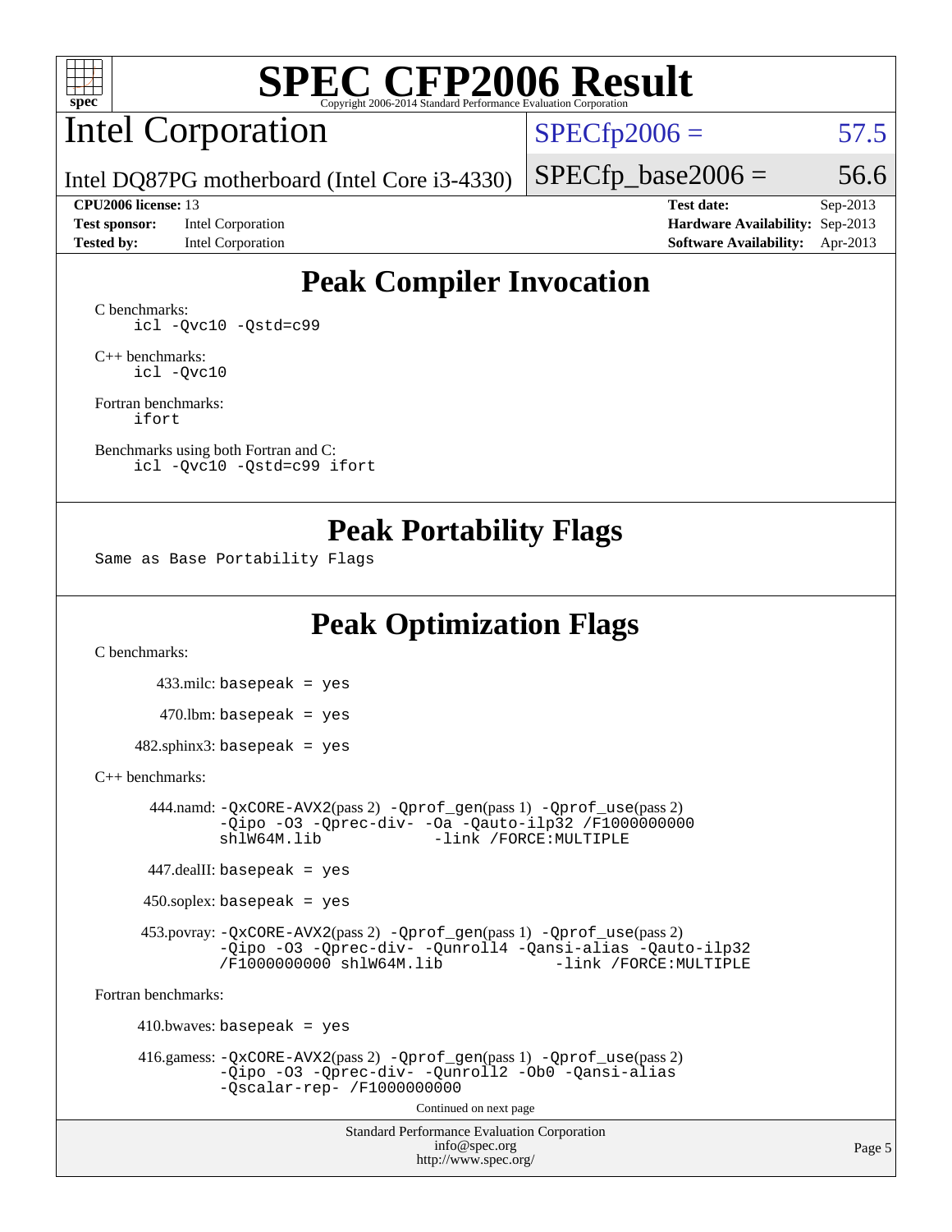# SPEC CFP2006 Result

Copyright 2006-2014 Standard Performance Evaluation Corporation

## Intel Corporation

Intel DQ87PG motherboard (Intel Core i3-4330)

SPECfp2006 = 57.5

SPECfp_base2006 = 56.6

**CPU2006 license:** 13
**Test sponsor:** Intel Corporation
**Tested by:** Intel Corporation

**Test date:** Sep-2013
**Hardware Availability:** Sep-2013
**Software Availability:** Apr-2013

## Peak Compiler Invocation

C benchmarks:

```
icl -Qvc10 -Qstd=c99
```

C++ benchmarks:

```
icl -Qvc10
```

Fortran benchmarks:

```
ifort
```

Benchmarks using both Fortran and C:

```
icl -Qvc10 -Qstd=c99 ifort
```

## Peak Portability Flags

Same as Base Portability Flags

## Peak Optimization Flags

C benchmarks:

433.milc: basepeak = yes

470.lbm: basepeak = yes

482.sphinx3: basepeak = yes

C++ benchmarks:

444.namd: -QxCORE-AVX2(pass 2) -Qprof_gen(pass 1) -Qprof_use(pass 2) -Qipo -O3 -Qprec-div- -Oa -Qauto-ilp32 /F1000000000 shlW64M.lib -link /FORCE:MULTIPLE

447.dealII: basepeak = yes

450.soplex: basepeak = yes

453.povray: -QxCORE-AVX2(pass 2) -Qprof_gen(pass 1) -Qprof_use(pass 2) -Qipo -O3 -Qprec-div- -Qunroll4 -Qansi-alias -Qauto-ilp32 /F1000000000 shlW64M.lib -link /FORCE:MULTIPLE

Fortran benchmarks:

410.bwaves: basepeak = yes

416.gamess: -QxCORE-AVX2(pass 2) -Qprof_gen(pass 1) -Qprof_use(pass 2) -Qipo -O3 -Qprec-div- -Qunroll2 -Ob0 -Qansi-alias -Qscalar-rep- /F1000000000

Continued on next page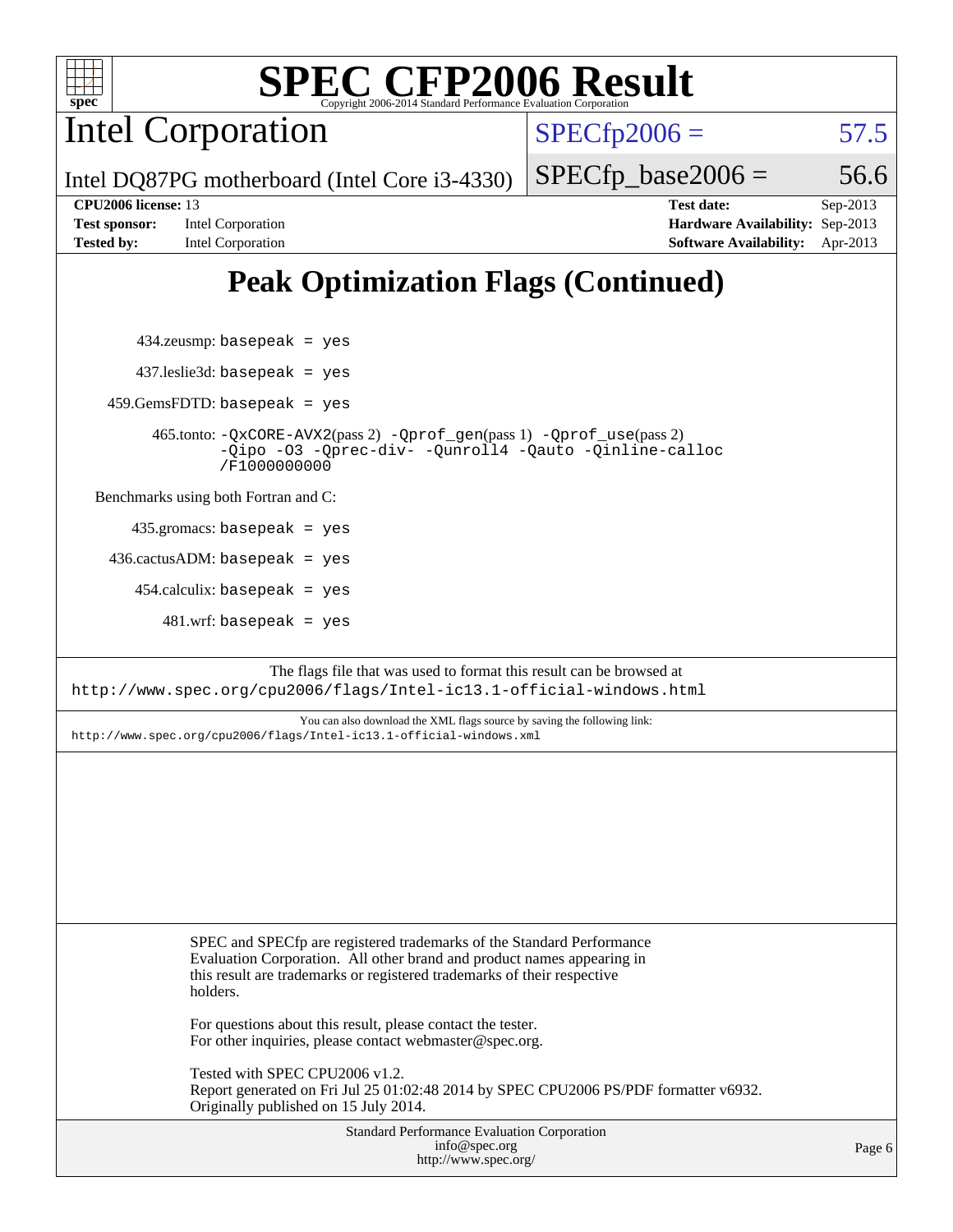# SPEC CFP2006 Result

Copyright 2006-2014 Standard Performance Evaluation Corporation

## Intel Corporation

Intel DQ87PG motherboard (Intel Core i3-4330)

SPECfp2006 = 57.5

SPECfp_base2006 = 56.6

**CPU2006 license:** 13
**Test sponsor:** Intel Corporation
**Tested by:** Intel Corporation

**Test date:** Sep-2013
**Hardware Availability:** Sep-2013
**Software Availability:** Apr-2013

## Peak Optimization Flags (Continued)

434.zeusmp: basepeak = yes

437.leslie3d: basepeak = yes

459.GemsFDTD: basepeak = yes

465.tonto: -QxCORE-AVX2(pass 2) -Qprof_gen(pass 1) -Qprof_use(pass 2) -Qipo -O3 -Qprec-div- -Qunroll4 -Qauto -Qinline-calloc /F1000000000

Benchmarks using both Fortran and C:

435.gromacs: basepeak = yes

436.cactusADM: basepeak = yes

454.calculix: basepeak = yes

481.wrf: basepeak = yes

The flags file that was used to format this result can be browsed at
http://www.spec.org/cpu2006/flags/Intel-ic13.1-official-windows.html

You can also download the XML flags source by saving the following link:
http://www.spec.org/cpu2006/flags/Intel-ic13.1-official-windows.xml

SPEC and SPECfp are registered trademarks of the Standard Performance Evaluation Corporation. All other brand and product names appearing in this result are trademarks or registered trademarks of their respective holders.

For questions about this result, please contact the tester.
For other inquiries, please contact webmaster@spec.org.

Tested with SPEC CPU2006 v1.2.
Report generated on Fri Jul 25 01:02:48 2014 by SPEC CPU2006 PS/PDF formatter v6932.
Originally published on 15 July 2014.

Standard Performance Evaluation Corporation
info@spec.org
http://www.spec.org/